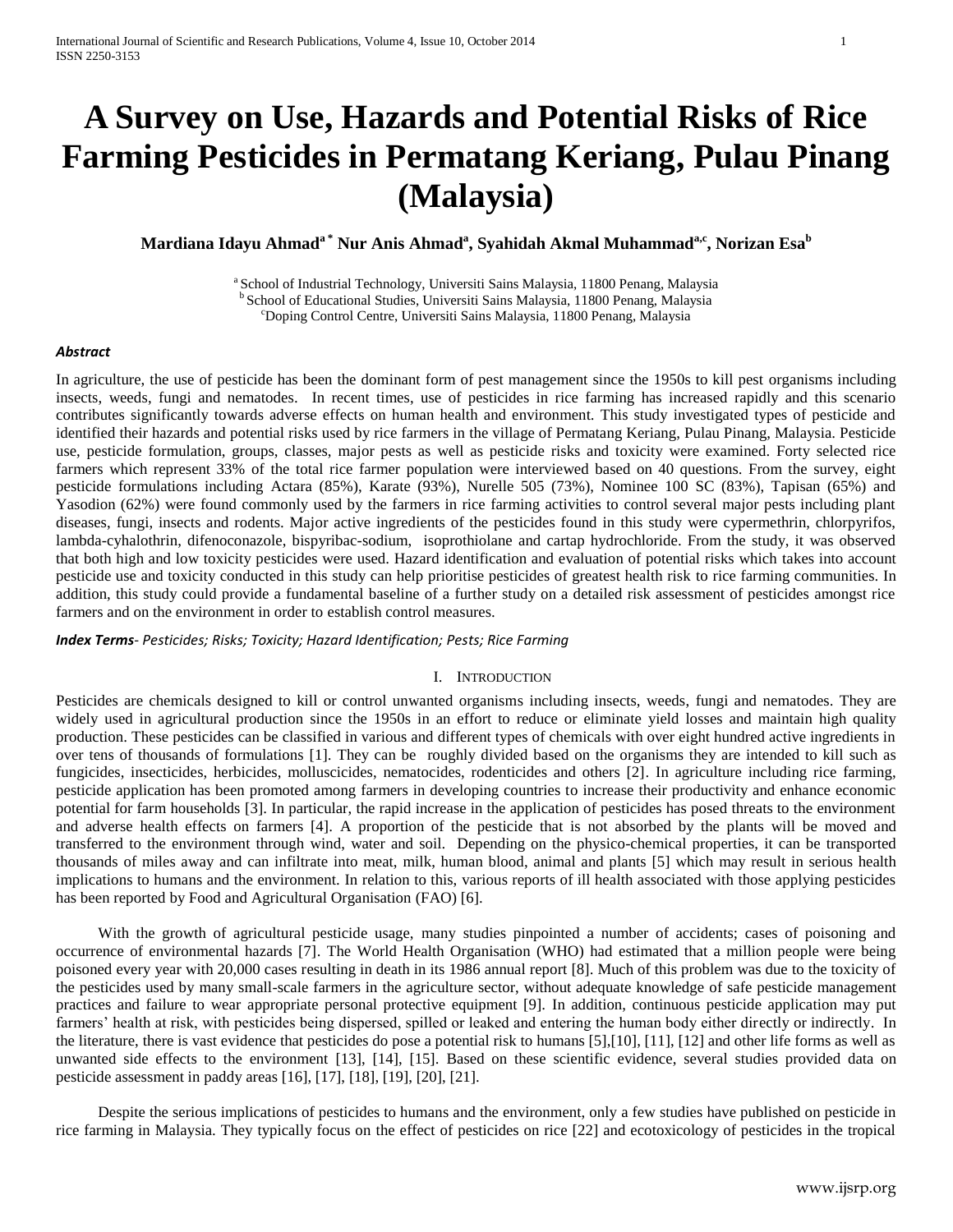# A Survey on Use, Hazards and Potential Risks of Rice Farming Pesticides in Permatang Keriang, Pulau Pinang (Malaysia)

**Mardiana Idayu Ahmad[a *] Nur Anis Ahmad[a], Syahidah Akmal Muhammad[a,c], Norizan Esa[b]**

[a] School of Industrial Technology, Universiti Sains Malaysia, 11800 Penang, Malaysia
[b] School of Educational Studies, Universiti Sains Malaysia, 11800 Penang, Malaysia
[c] Doping Control Centre, Universiti Sains Malaysia, 11800 Penang, Malaysia

### *Abstract*

In agriculture, the use of pesticide has been the dominant form of pest management since the 1950s to kill pest organisms including insects, weeds, fungi and nematodes. In recent times, use of pesticides in rice farming has increased rapidly and this scenario contributes significantly towards adverse effects on human health and environment. This study investigated types of pesticide and identified their hazards and potential risks used by rice farmers in the village of Permatang Keriang, Pulau Pinang, Malaysia. Pesticide use, pesticide formulation, groups, classes, major pests as well as pesticide risks and toxicity were examined. Forty selected rice farmers which represent 33% of the total rice farmer population were interviewed based on 40 questions. From the survey, eight pesticide formulations including Actara (85%), Karate (93%), Nurelle 505 (73%), Nominee 100 SC (83%), Tapisan (65%) and Yasodion (62%) were found commonly used by the farmers in rice farming activities to control several major pests including plant diseases, fungi, insects and rodents. Major active ingredients of the pesticides found in this study were cypermethrin, chlorpyrifos, lambda-cyhalothrin, difenoconazole, bispyribac-sodium, isoprothiolane and cartap hydrochloride. From the study, it was observed that both high and low toxicity pesticides were used. Hazard identification and evaluation of potential risks which takes into account pesticide use and toxicity conducted in this study can help prioritise pesticides of greatest health risk to rice farming communities. In addition, this study could provide a fundamental baseline of a further study on a detailed risk assessment of pesticides amongst rice farmers and on the environment in order to establish control measures.

***Index Terms****- Pesticides; Risks; Toxicity; Hazard Identification; Pests; Rice Farming*

## I. Introduction

Pesticides are chemicals designed to kill or control unwanted organisms including insects, weeds, fungi and nematodes. They are widely used in agricultural production since the 1950s in an effort to reduce or eliminate yield losses and maintain high quality production. These pesticides can be classified in various and different types of chemicals with over eight hundred active ingredients in over tens of thousands of formulations [1]. They can be roughly divided based on the organisms they are intended to kill such as fungicides, insecticides, herbicides, molluscicides, nematocides, rodenticides and others [2]. In agriculture including rice farming, pesticide application has been promoted among farmers in developing countries to increase their productivity and enhance economic potential for farm households [3]. In particular, the rapid increase in the application of pesticides has posed threats to the environment and adverse health effects on farmers [4]. A proportion of the pesticide that is not absorbed by the plants will be moved and transferred to the environment through wind, water and soil. Depending on the physico-chemical properties, it can be transported thousands of miles away and can infiltrate into meat, milk, human blood, animal and plants [5] which may result in serious health implications to humans and the environment. In relation to this, various reports of ill health associated with those applying pesticides has been reported by Food and Agricultural Organisation (FAO) [6].

With the growth of agricultural pesticide usage, many studies pinpointed a number of accidents; cases of poisoning and occurrence of environmental hazards [7]. The World Health Organisation (WHO) had estimated that a million people were being poisoned every year with 20,000 cases resulting in death in its 1986 annual report [8]. Much of this problem was due to the toxicity of the pesticides used by many small-scale farmers in the agriculture sector, without adequate knowledge of safe pesticide management practices and failure to wear appropriate personal protective equipment [9]. In addition, continuous pesticide application may put farmers' health at risk, with pesticides being dispersed, spilled or leaked and entering the human body either directly or indirectly. In the literature, there is vast evidence that pesticides do pose a potential risk to humans [5],[10], [11], [12] and other life forms as well as unwanted side effects to the environment [13], [14], [15]. Based on these scientific evidence, several studies provided data on pesticide assessment in paddy areas [16], [17], [18], [19], [20], [21].

Despite the serious implications of pesticides to humans and the environment, only a few studies have published on pesticide in rice farming in Malaysia. They typically focus on the effect of pesticides on rice [22] and ecotoxicology of pesticides in the tropical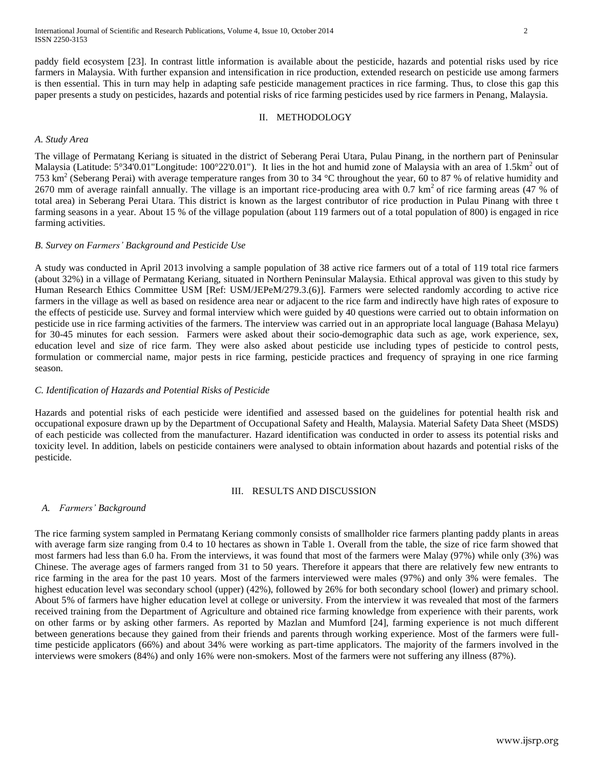paddy field ecosystem [23]. In contrast little information is available about the pesticide, hazards and potential risks used by rice farmers in Malaysia. With further expansion and intensification in rice production, extended research on pesticide use among farmers is then essential. This in turn may help in adapting safe pesticide management practices in rice farming. Thus, to close this gap this paper presents a study on pesticides, hazards and potential risks of rice farming pesticides used by rice farmers in Penang, Malaysia.

## II. METHODOLOGY

### *A. Study Area*

The village of Permatang Keriang is situated in the district of Seberang Perai Utara, Pulau Pinang, in the northern part of Peninsular Malaysia (Latitude: 5°34'0.01"Longitude: 100°22'0.01"). It lies in the hot and humid zone of Malaysia with an area of 1.5km$^2$ out of 753 km$^2$ (Seberang Perai) with average temperature ranges from 30 to 34 °C throughout the year, 60 to 87 % of relative humidity and 2670 mm of average rainfall annually. The village is an important rice-producing area with 0.7 km$^2$ of rice farming areas (47 % of total area) in Seberang Perai Utara. This district is known as the largest contributor of rice production in Pulau Pinang with three t farming seasons in a year. About 15 % of the village population (about 119 farmers out of a total population of 800) is engaged in rice farming activities.

### *B. Survey on Farmers' Background and Pesticide Use*

A study was conducted in April 2013 involving a sample population of 38 active rice farmers out of a total of 119 total rice farmers (about 32%) in a village of Permatang Keriang, situated in Northern Peninsular Malaysia. Ethical approval was given to this study by Human Research Ethics Committee USM [Ref: USM/JEPeM/279.3.(6)]. Farmers were selected randomly according to active rice farmers in the village as well as based on residence area near or adjacent to the rice farm and indirectly have high rates of exposure to the effects of pesticide use. Survey and formal interview which were guided by 40 questions were carried out to obtain information on pesticide use in rice farming activities of the farmers. The interview was carried out in an appropriate local language (Bahasa Melayu) for 30-45 minutes for each session. Farmers were asked about their socio-demographic data such as age, work experience, sex, education level and size of rice farm. They were also asked about pesticide use including types of pesticide to control pests, formulation or commercial name, major pests in rice farming, pesticide practices and frequency of spraying in one rice farming season.

### *C. Identification of Hazards and Potential Risks of Pesticide*

Hazards and potential risks of each pesticide were identified and assessed based on the guidelines for potential health risk and occupational exposure drawn up by the Department of Occupational Safety and Health, Malaysia. Material Safety Data Sheet (MSDS) of each pesticide was collected from the manufacturer. Hazard identification was conducted in order to assess its potential risks and toxicity level. In addition, labels on pesticide containers were analysed to obtain information about hazards and potential risks of the pesticide.

## III. RESULTS AND DISCUSSION

### *A. Farmers' Background*

The rice farming system sampled in Permatang Keriang commonly consists of smallholder rice farmers planting paddy plants in areas with average farm size ranging from 0.4 to 10 hectares as shown in Table 1. Overall from the table, the size of rice farm showed that most farmers had less than 6.0 ha. From the interviews, it was found that most of the farmers were Malay (97%) while only (3%) was Chinese. The average ages of farmers ranged from 31 to 50 years. Therefore it appears that there are relatively few new entrants to rice farming in the area for the past 10 years. Most of the farmers interviewed were males (97%) and only 3% were females. The highest education level was secondary school (upper) (42%), followed by 26% for both secondary school (lower) and primary school. About 5% of farmers have higher education level at college or university. From the interview it was revealed that most of the farmers received training from the Department of Agriculture and obtained rice farming knowledge from experience with their parents, work on other farms or by asking other farmers. As reported by Mazlan and Mumford [24], farming experience is not much different between generations because they gained from their friends and parents through working experience. Most of the farmers were full-time pesticide applicators (66%) and about 34% were working as part-time applicators. The majority of the farmers involved in the interviews were smokers (84%) and only 16% were non-smokers. Most of the farmers were not suffering any illness (87%).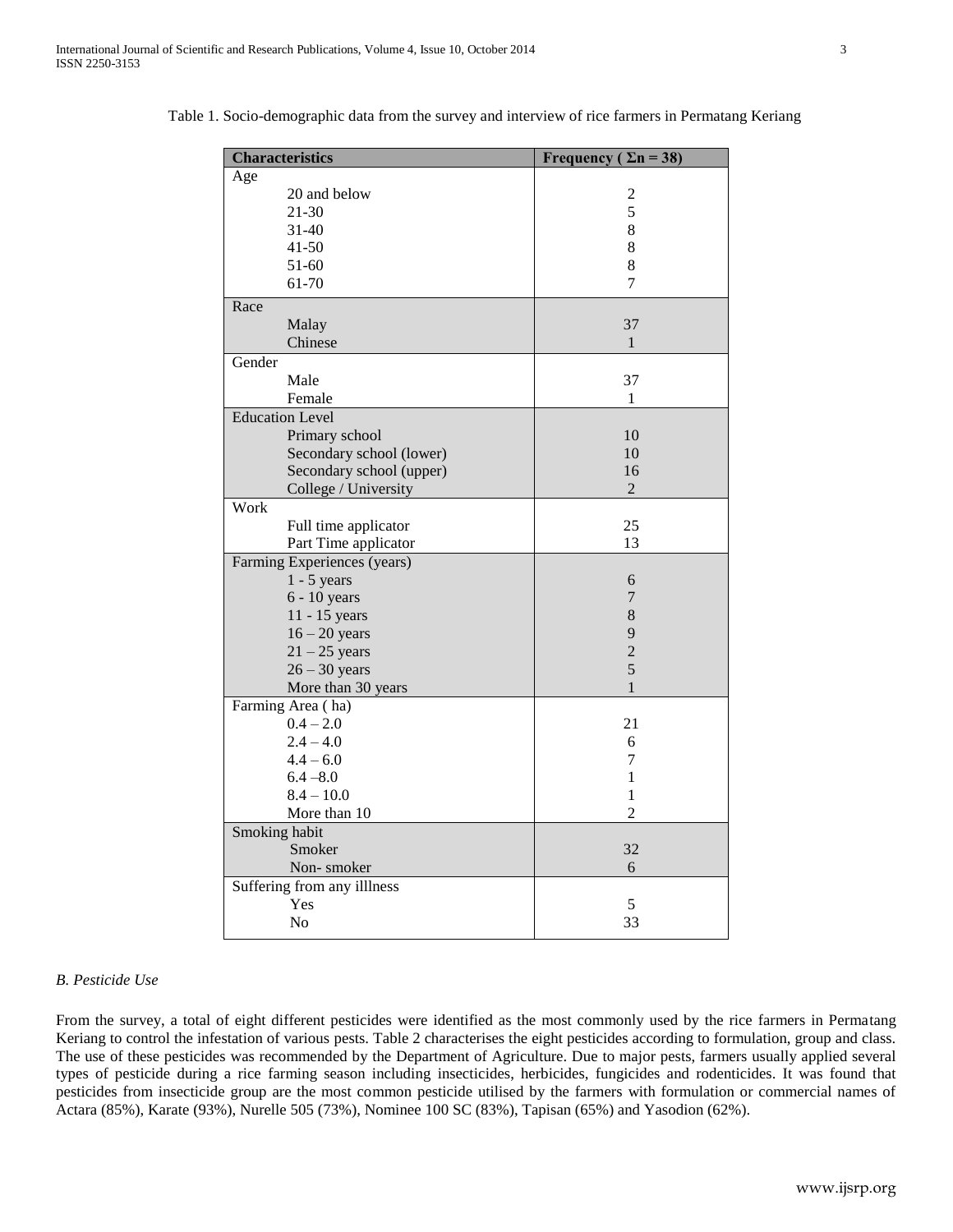Table 1. Socio-demographic data from the survey and interview of rice farmers in Permatang Keriang

| Characteristics | Frequency ( $\Sigma n = 38$) |
|---|---|
| Age | |
| 20 and below | 2 |
| 21-30 | 5 |
| 31-40 | 8 |
| 41-50 | 8 |
| 51-60 | 8 |
| 61-70 | 7 |
| Race | |
| Malay | 37 |
| Chinese | 1 |
| Gender | |
| Male | 37 |
| Female | 1 |
| Education Level | |
| Primary school | 10 |
| Secondary school (lower) | 10 |
| Secondary school (upper) | 16 |
| College / University | 2 |
| Work | |
| Full time applicator | 25 |
| Part Time applicator | 13 |
| Farming Experiences (years) | |
| 1 - 5 years | 6 |
| 6 - 10 years | 7 |
| 11 - 15 years | 8 |
| 16 – 20 years | 9 |
| 21 – 25 years | 2 |
| 26 – 30 years | 5 |
| More than 30 years | 1 |
| Farming Area ( ha) | |
| 0.4 – 2.0 | 21 |
| 2.4 – 4.0 | 6 |
| 4.4 – 6.0 | 7 |
| 6.4 –8.0 | 1 |
| 8.4 – 10.0 | 1 |
| More than 10 | 2 |
| Smoking habit | |
| Smoker | 32 |
| Non- smoker | 6 |
| Suffering from any illlness | |
| Yes | 5 |
| No | 33 |

*B. Pesticide Use*

From the survey, a total of eight different pesticides were identified as the most commonly used by the rice farmers in Permatang Keriang to control the infestation of various pests. Table 2 characterises the eight pesticides according to formulation, group and class. The use of these pesticides was recommended by the Department of Agriculture. Due to major pests, farmers usually applied several types of pesticide during a rice farming season including insecticides, herbicides, fungicides and rodenticides. It was found that pesticides from insecticide group are the most common pesticide utilised by the farmers with formulation or commercial names of Actara (85%), Karate (93%), Nurelle 505 (73%), Nominee 100 SC (83%), Tapisan (65%) and Yasodion (62%).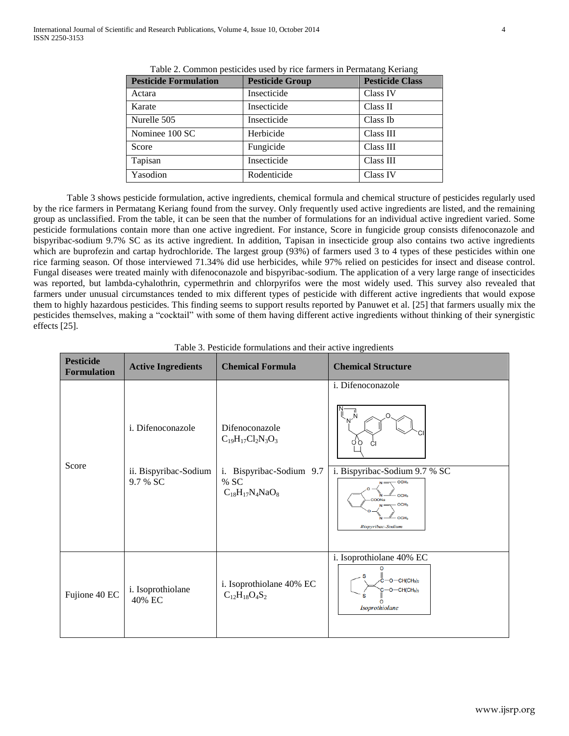Table 2. Common pesticides used by rice farmers in Permatang Keriang

| Pesticide Formulation | Pesticide Group | Pesticide Class |
|---|---|---|
| Actara | Insecticide | Class IV |
| Karate | Insecticide | Class II |
| Nurelle 505 | Insecticide | Class Ib |
| Nominee 100 SC | Herbicide | Class III |
| Score | Fungicide | Class III |
| Tapisan | Insecticide | Class III |
| Yasodion | Rodenticide | Class IV |

Table 3 shows pesticide formulation, active ingredients, chemical formula and chemical structure of pesticides regularly used by the rice farmers in Permatang Keriang found from the survey. Only frequently used active ingredients are listed, and the remaining group as unclassified. From the table, it can be seen that the number of formulations for an individual active ingredient varied. Some pesticide formulations contain more than one active ingredient. For instance, Score in fungicide group consists difenoconazole and bispyribac-sodium 9.7% SC as its active ingredient. In addition, Tapisan in insecticide group also contains two active ingredients which are buprofezin and cartap hydrochloride. The largest group (93%) of farmers used 3 to 4 types of these pesticides within one rice farming season. Of those interviewed 71.34% did use herbicides, while 97% relied on pesticides for insect and disease control. Fungal diseases were treated mainly with difenoconazole and bispyribac-sodium. The application of a very large range of insecticides was reported, but lambda-cyhalothrin, cypermethrin and chlorpyrifos were the most widely used. This survey also revealed that farmers under unusual circumstances tended to mix different types of pesticide with different active ingredients that would expose them to highly hazardous pesticides. This finding seems to support results reported by Panuwet et al. [25] that farmers usually mix the pesticides themselves, making a "cocktail" with some of them having different active ingredients without thinking of their synergistic effects [25].

Table 3. Pesticide formulations and their active ingredients

| Pesticide Formulation | Active Ingredients | Chemical Formula | Chemical Structure |
|---|---|---|---|
| Score | i. Difenoconazole | Difenoconazole $C_{19}H_{17}Cl_2N_3O_3$ | i. Difenoconazole |
| | ii. Bispyribac-Sodium 9.7 % SC | i. Bispyribac-Sodium 9.7 % SC $C_{18}H_{17}N_4NaO_8$ | i. Bispyribac-Sodium 9.7 % SC |
| Fujione 40 EC | i. Isoprothiolane 40% EC | i. Isoprothiolane 40% EC $C_{12}H_{18}O_4S_2$ | i. Isoprothiolane 40% EC |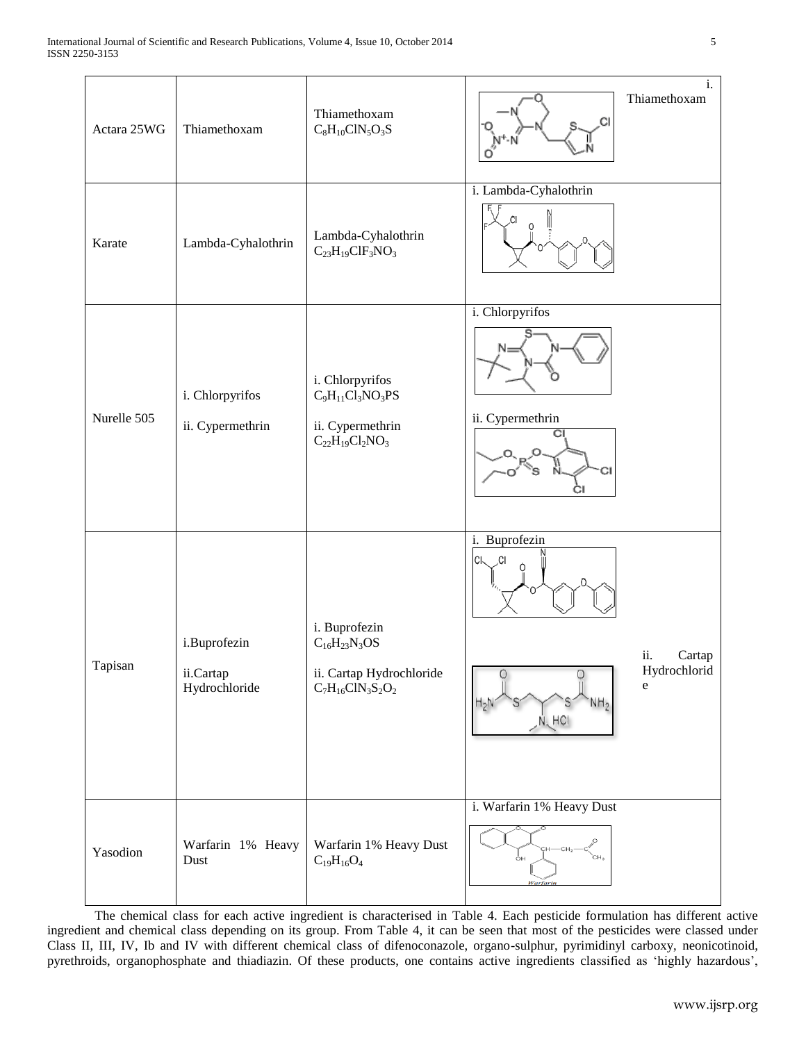| | | | |
|---|---|---|---|
| Actara 25WG | Thiamethoxam | Thiamethoxam $C_8H_{10}ClN_5O_3S$ | i. Thiamethoxam |
| Karate | Lambda-Cyhalothrin | Lambda-Cyhalothrin $C_{23}H_{19}ClF_3NO_3$ | i. Lambda-Cyhalothrin |
| Nurelle 505 | i. Chlorpyrifos<br>ii. Cypermethrin | i. Chlorpyrifos $C_9H_{11}Cl_3NO_3PS$<br>ii. Cypermethrin $C_{22}H_{19}Cl_2NO_3$ | i. Chlorpyrifos<br>ii. Cypermethrin |
| Tapisan | i.Buprofezin<br>ii.Cartap Hydrochloride | i. Buprofezin $C_{16}H_{23}N_3OS$<br>ii. Cartap Hydrochloride $C_7H_{16}ClN_3S_2O_2$ | i. Buprofezin<br>ii. Cartap Hydrochloride |
| Yasodion | Warfarin 1% Heavy Dust | Warfarin 1% Heavy Dust $C_{19}H_{16}O_4$ | i. Warfarin 1% Heavy Dust |

The chemical class for each active ingredient is characterised in Table 4. Each pesticide formulation has different active ingredient and chemical class depending on its group. From Table 4, it can be seen that most of the pesticides were classed under Class II, III, IV, Ib and IV with different chemical class of difenoconazole, organo-sulphur, pyrimidinyl carboxy, neonicotinoid, pyrethroids, organophosphate and thiadiazin. Of these products, one contains active ingredients classified as 'highly hazardous',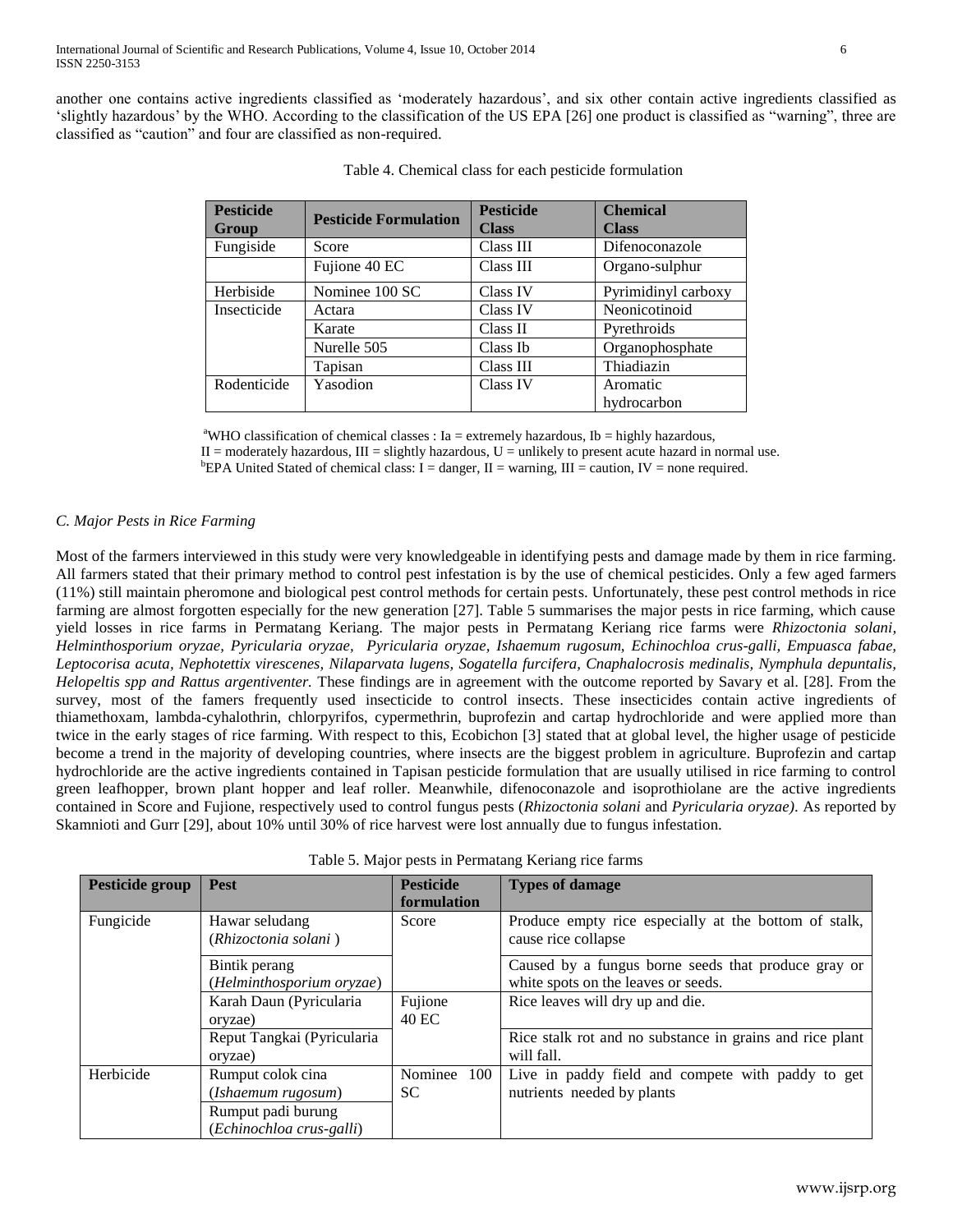another one contains active ingredients classified as 'moderately hazardous', and six other contain active ingredients classified as 'slightly hazardous' by the WHO. According to the classification of the US EPA [26] one product is classified as "warning", three are classified as "caution" and four are classified as non-required.

Table 4. Chemical class for each pesticide formulation

| Pesticide Group | Pesticide Formulation | Pesticide Class | Chemical Class |
|---|---|---|---|
| Fungiside | Score | Class III | Difenoconazole |
| | Fujione 40 EC | Class III | Organo-sulphur |
| Herbiside | Nominee 100 SC | Class IV | Pyrimidinyl carboxy |
| Insecticide | Actara | Class IV | Neonicotinoid |
| | Karate | Class II | Pyrethroids |
| | Nurelle 505 | Class Ib | Organophosphate |
| | Tapisan | Class III | Thiadiazin |
| Rodenticide | Yasodion | Class IV | Aromatic hydrocarbon |

[a]WHO classification of chemical classes : Ia = extremely hazardous, Ib = highly hazardous,
II = moderately hazardous, III = slightly hazardous, U = unlikely to present acute hazard in normal use.
[b]EPA United Stated of chemical class: I = danger, II = warning, III = caution, IV = none required.

### *C. Major Pests in Rice Farming*

Most of the farmers interviewed in this study were very knowledgeable in identifying pests and damage made by them in rice farming. All farmers stated that their primary method to control pest infestation is by the use of chemical pesticides. Only a few aged farmers (11%) still maintain pheromone and biological pest control methods for certain pests. Unfortunately, these pest control methods in rice farming are almost forgotten especially for the new generation [27]. Table 5 summarises the major pests in rice farming, which cause yield losses in rice farms in Permatang Keriang. The major pests in Permatang Keriang rice farms were *Rhizoctonia solani, Helminthosporium oryzae, Pyricularia oryzae, Pyricularia oryzae, Ishaemum rugosum, Echinochloa crus-galli, Empuasca fabae, Leptocorisa acuta, Nephotettix virescenes, Nilaparvata lugens, Sogatella furcifera, Cnaphalocrosis medinalis, Nymphula depuntalis, Helopeltis spp and Rattus argentiventer.* These findings are in agreement with the outcome reported by Savary et al. [28]. From the survey, most of the famers frequently used insecticide to control insects. These insecticides contain active ingredients of thiamethoxam, lambda-cyhalothrin, chlorpyrifos, cypermethrin, buprofezin and cartap hydrochloride and were applied more than twice in the early stages of rice farming. With respect to this, Ecobichon [3] stated that at global level, the higher usage of pesticide become a trend in the majority of developing countries, where insects are the biggest problem in agriculture. Buprofezin and cartap hydrochloride are the active ingredients contained in Tapisan pesticide formulation that are usually utilised in rice farming to control green leafhopper, brown plant hopper and leaf roller. Meanwhile, difenoconazole and isoprothiolane are the active ingredients contained in Score and Fujione, respectively used to control fungus pests (*Rhizoctonia solani* and *Pyricularia oryzae)*. As reported by Skamnioti and Gurr [29], about 10% until 30% of rice harvest were lost annually due to fungus infestation.

Table 5. Major pests in Permatang Keriang rice farms

| Pesticide group | Pest | Pesticide formulation | Types of damage |
|---|---|---|---|
| Fungicide | Hawar seludang (*Rhizoctonia solani* ) | Score | Produce empty rice especially at the bottom of stalk, cause rice collapse |
| | Bintik perang (*Helminthosporium oryzae*) | | Caused by a fungus borne seeds that produce gray or white spots on the leaves or seeds. |
| | Karah Daun (Pyricularia oryzae) | Fujione 40 EC | Rice leaves will dry up and die. |
| | Reput Tangkai (Pyricularia oryzae) | | Rice stalk rot and no substance in grains and rice plant will fall. |
| Herbicide | Rumput colok cina (*Ishaemum rugosum*) | Nominee 100 SC | Live in paddy field and compete with paddy to get nutrients needed by plants |
| | Rumput padi burung (*Echinochloa crus-galli*) | | |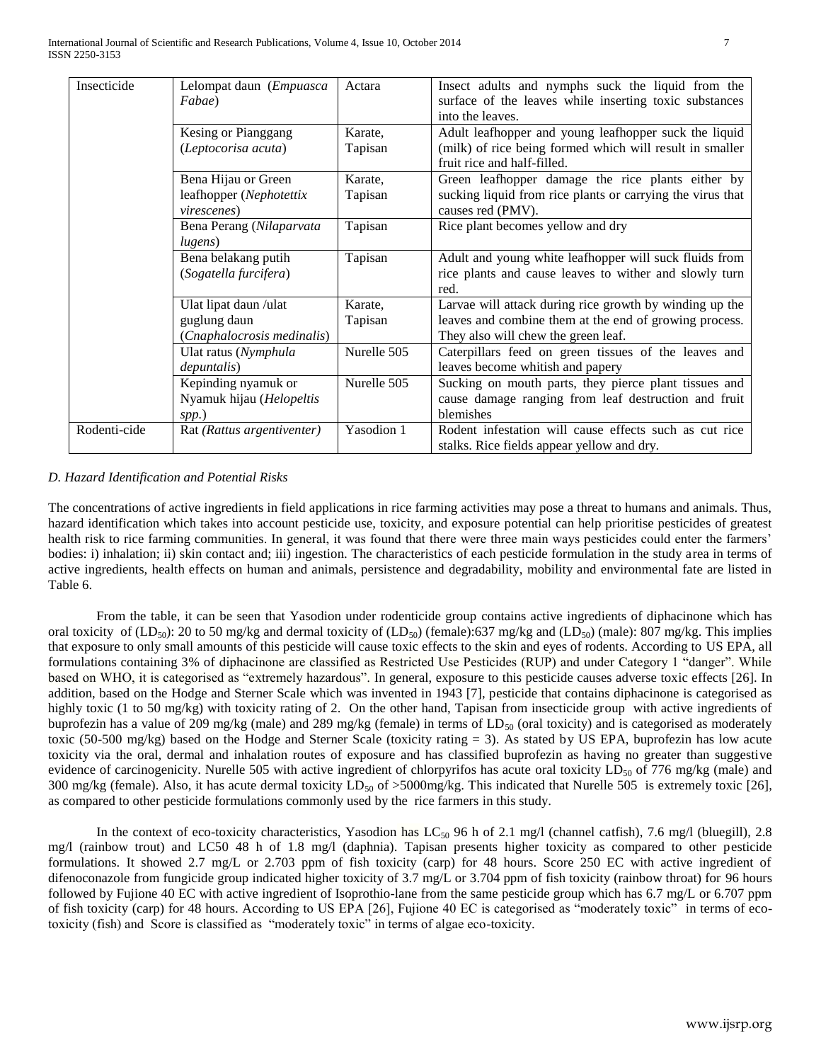| Insecticide | Lelompat daun (*Empuasca Fabae*) | Actara | Insect adults and nymphs suck the liquid from the surface of the leaves while inserting toxic substances into the leaves. |
|---|---|---|---|
| | Kesing or Pianggang (*Leptocorisa acuta*) | Karate, Tapisan | Adult leafhopper and young leafhopper suck the liquid (milk) of rice being formed which will result in smaller fruit rice and half-filled. |
| | Bena Hijau or Green leafhopper (*Nephotettix virescenes*) | Karate, Tapisan | Green leafhopper damage the rice plants either by sucking liquid from rice plants or carrying the virus that causes red (PMV). |
| | Bena Perang (*Nilaparvata lugens*) | Tapisan | Rice plant becomes yellow and dry |
| | Bena belakang putih (*Sogatella furcifera*) | Tapisan | Adult and young white leafhopper will suck fluids from rice plants and cause leaves to wither and slowly turn red. |
| | Ulat lipat daun /ulat guglung daun (*Cnaphalocrosis medinalis*) | Karate, Tapisan | Larvae will attack during rice growth by winding up the leaves and combine them at the end of growing process. They also will chew the green leaf. |
| | Ulat ratus (*Nymphula depuntalis*) | Nurelle 505 | Caterpillars feed on green tissues of the leaves and leaves become whitish and papery |
| | Kepinding nyamuk or Nyamuk hijau (*Helopeltis spp.*) | Nurelle 505 | Sucking on mouth parts, they pierce plant tissues and cause damage ranging from leaf destruction and fruit blemishes |
| Rodenti-cide | Rat (*Rattus argentiventer)* | Yasodion 1 | Rodent infestation will cause effects such as cut rice stalks. Rice fields appear yellow and dry. |

### *D. Hazard Identification and Potential Risks*

The concentrations of active ingredients in field applications in rice farming activities may pose a threat to humans and animals. Thus, hazard identification which takes into account pesticide use, toxicity, and exposure potential can help prioritise pesticides of greatest health risk to rice farming communities. In general, it was found that there were three main ways pesticides could enter the farmers' bodies: i) inhalation; ii) skin contact and; iii) ingestion. The characteristics of each pesticide formulation in the study area in terms of active ingredients, health effects on human and animals, persistence and degradability, mobility and environmental fate are listed in Table 6.

From the table, it can be seen that Yasodion under rodenticide group contains active ingredients of diphacinone which has oral toxicity of ($LD_{50}$): 20 to 50 mg/kg and dermal toxicity of ($LD_{50}$) (female):637 mg/kg and ($LD_{50}$) (male): 807 mg/kg. This implies that exposure to only small amounts of this pesticide will cause toxic effects to the skin and eyes of rodents. According to US EPA, all formulations containing 3% of diphacinone are classified as Restricted Use Pesticides (RUP) and under Category 1 "danger". While based on WHO, it is categorised as "extremely hazardous". In general, exposure to this pesticide causes adverse toxic effects [26]. In addition, based on the Hodge and Sterner Scale which was invented in 1943 [7], pesticide that contains diphacinone is categorised as highly toxic (1 to 50 mg/kg) with toxicity rating of 2. On the other hand, Tapisan from insecticide group with active ingredients of buprofezin has a value of 209 mg/kg (male) and 289 mg/kg (female) in terms of $LD_{50}$ (oral toxicity) and is categorised as moderately toxic (50-500 mg/kg) based on the Hodge and Sterner Scale (toxicity rating = 3). As stated by US EPA, buprofezin has low acute toxicity via the oral, dermal and inhalation routes of exposure and has classified buprofezin as having no greater than suggestive evidence of carcinogenicity. Nurelle 505 with active ingredient of chlorpyrifos has acute oral toxicity $LD_{50}$ of 776 mg/kg (male) and 300 mg/kg (female). Also, it has acute dermal toxicity $LD_{50}$ of >5000mg/kg. This indicated that Nurelle 505 is extremely toxic [26], as compared to other pesticide formulations commonly used by the rice farmers in this study.

In the context of eco-toxicity characteristics, Yasodion has $LC_{50}$ 96 h of 2.1 mg/l (channel catfish), 7.6 mg/l (bluegill), 2.8 mg/l (rainbow trout) and LC50 48 h of 1.8 mg/l (daphnia). Tapisan presents higher toxicity as compared to other pesticide formulations. It showed 2.7 mg/L or 2.703 ppm of fish toxicity (carp) for 48 hours. Score 250 EC with active ingredient of difenoconazole from fungicide group indicated higher toxicity of 3.7 mg/L or 3.704 ppm of fish toxicity (rainbow throat) for 96 hours followed by Fujione 40 EC with active ingredient of Isoprothio-lane from the same pesticide group which has 6.7 mg/L or 6.707 ppm of fish toxicity (carp) for 48 hours. According to US EPA [26], Fujione 40 EC is categorised as "moderately toxic" in terms of eco-toxicity (fish) and Score is classified as "moderately toxic" in terms of algae eco-toxicity.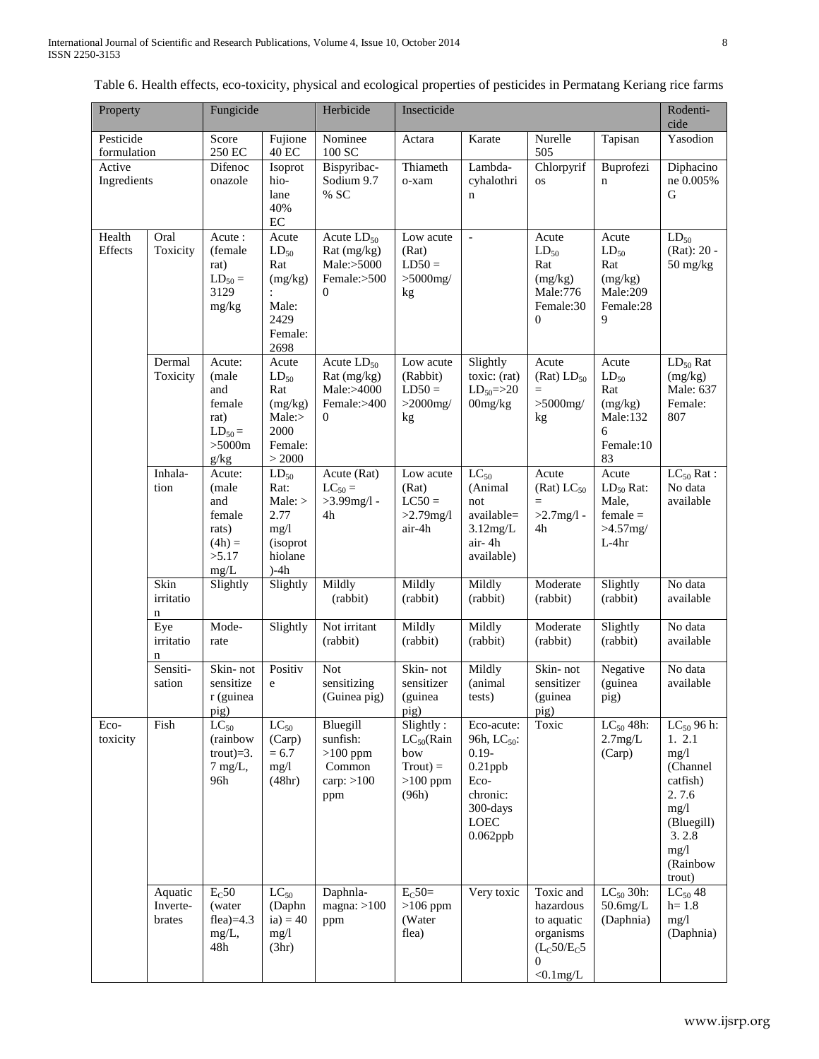Table 6. Health effects, eco-toxicity, physical and ecological properties of pesticides in Permatang Keriang rice farms

| Property | | Fungicide | | Herbicide | Insecticide | | | | Rodenticide |
|---|---|---|---|---|---|---|---|---|---|
| Pesticide formulation | | Score 250 EC | Fujione 40 EC | Nominee 100 SC | Actara | Karate | Nurelle 505 | Tapisan | Yasodion |
| Active Ingredients | | Difenoconazole | Isoprothiolane 40% EC | Bispyribac-Sodium 9.7 % SC | Thiamethoxam | Lambda-cyhalothrin | Chlorpyrifos | Buprofezin | Diphacinone 0.005% G |
| Health Effects | Oral Toxicity | Acute : (female rat) $LD_{50}$ = 3129 mg/kg | Acute $LD_{50}$ Rat (mg/kg) : Male: 2429 Female: 2698 | Acute $LD_{50}$ Rat (mg/kg) Male:>5000 Female:>5000 | Low acute (Rat) LD50 = >5000mg/kg | - | Acute $LD_{50}$ Rat (mg/kg) Male:776 Female:300 | Acute $LD_{50}$ Rat (mg/kg) Male:209 Female:289 | $LD_{50}$ (Rat): 20 - 50 mg/kg |
| | Dermal Toxicity | Acute: (male and female rat) $LD_{50}$ = >5000mg/kg | Acute $LD_{50}$ Rat (mg/kg) Male:> 2000 Female: > 2000 | Acute $LD_{50}$ Rat (mg/kg) Male:>4000 Female:>4000 | Low acute (Rabbit) LD50 = >2000mg/kg | Slightly toxic: (rat) $LD_{50}$=>2000mg/kg | Acute (Rat) $LD_{50}$ = >5000mg/kg | Acute $LD_{50}$ Rat (mg/kg) Male:1326 Female:1083 | $LD_{50}$ Rat (mg/kg) Male: 637 Female: 807 |
| | Inhalation | Acute: (male and female rats) (4h) = >5.17 mg/L | $LD_{50}$ Rat: Male: > 2.77 mg/l (isoprothiolane)-4h | Acute (Rat) $LC_{50}$ = >3.99mg/l - 4h | Low acute (Rat) LC50 = >2.79mg/l air-4h | $LC_{50}$ (Animal not available= 3.12mg/L air- 4h available) | Acute (Rat) $LC_{50}$ = >2.7mg/l - 4h | Acute $LD_{50}$ Rat: Male, female = >4.57mg/L-4hr | $LC_{50}$ Rat : No data available |
| | Skin irritation | Slightly | Slightly | Mildly (rabbit) | Mildly (rabbit) | Mildly (rabbit) | Moderate (rabbit) | Slightly (rabbit) | No data available |
| | Eye irritation | Moderate | Slightly | Not irritant (rabbit) | Mildly (rabbit) | Mildly (rabbit) | Moderate (rabbit) | Slightly (rabbit) | No data available |
| | Sensitisation | Skin- not sensitizer (guinea pig) | Positive | Not sensitizing (Guinea pig) | Skin- not sensitizer (guinea pig) | Mildly (animal tests) | Skin- not sensitizer (guinea pig) | Negative (guinea pig) | No data available |
| Eco-toxicity | Fish | $LC_{50}$ (rainbow trout)=3.7 mg/L, 96h | $LC_{50}$ (Carp) = 6.7 mg/l (48hr) | Bluegill sunfish: >100 ppm Common carp: >100 ppm | Slightly : $LC_{50}$(Rainbow Trout) = >100 ppm (96h) | Eco-acute: 96h, $LC_{50}$: 0.19-0.21ppb Eco-chronic: 300-days LOEC 0.062ppb | Toxic | $LC_{50}$ 48h: 2.7mg/L (Carp) | $LC_{50}$ 96 h: 1. 2.1 mg/l (Channel catfish) 2. 7.6 mg/l (Bluegill) 3. 2.8 mg/l (Rainbow trout) |
| | Aquatic Invertebrates | $E_C50$ (water flea)=4.3 mg/L, 48h | $LC_{50}$ (Daphnia) = 40 mg/l (3hr) | Daphnla-magna: >100 ppm | $E_C50$= >106 ppm (Water flea) | Very toxic | Toxic and hazardous to aquatic organisms ($L_C50$/$E_C50$ <0.1mg/L | $LC_{50}$ 30h: 50.6mg/L (Daphnia) | $LC_{50}$ 48 h= 1.8 mg/l (Daphnia) |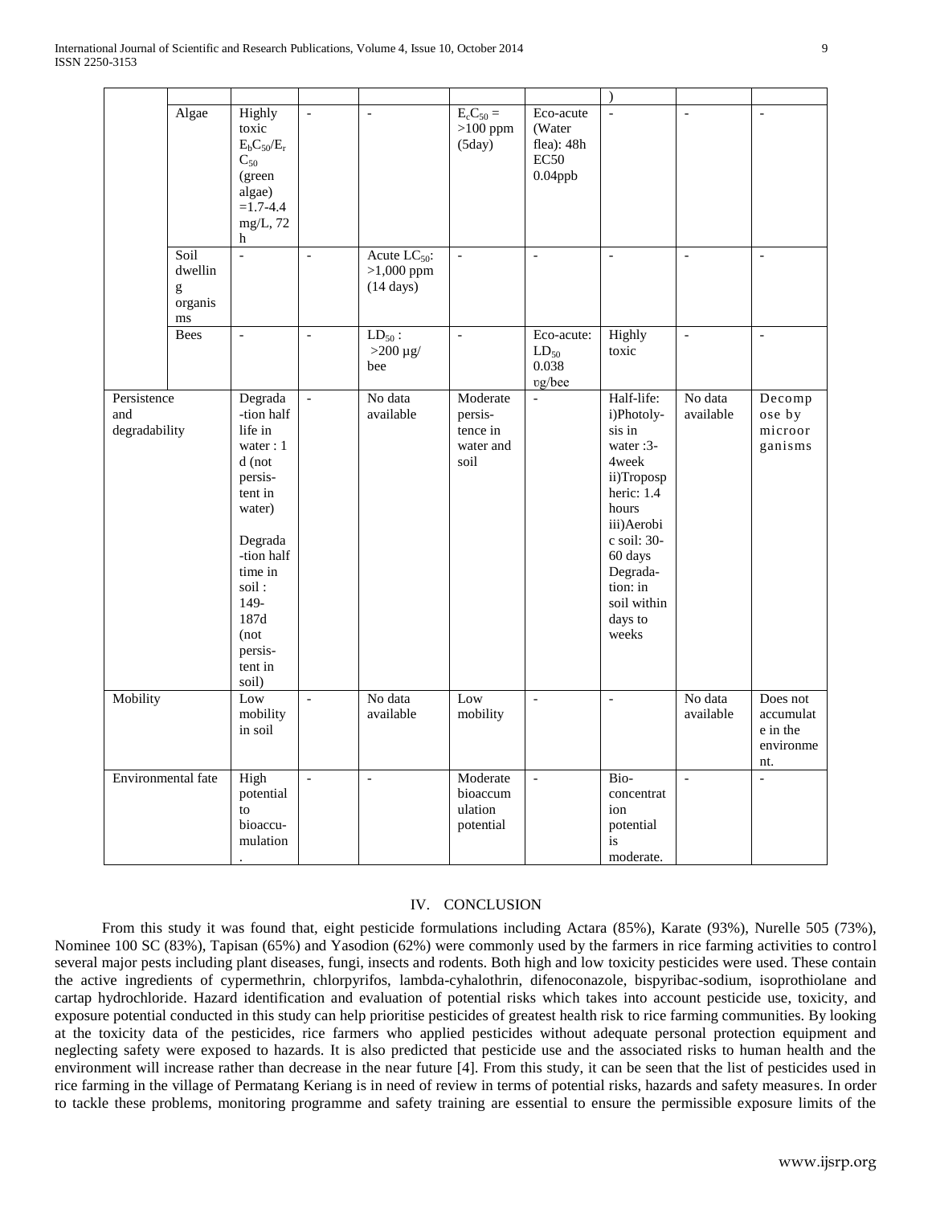| | | | | | | | ) | | |
|---|---|---|---|---|---|---|---|---|---|
| | Algae | Highly toxic $E_bC_{50}/E_rC_{50}$ (green algae) =1.7-4.4 mg/L, 72 h | - | - | $E_cC_{50}$ = >100 ppm (5day) | Eco-acute (Water flea): 48h EC50 0.04ppb | - | - | - |
| | Soil dwelling organisms | - | - | Acute $LC_{50}$: >1,000 ppm (14 days) | - | - | - | - | - |
| | Bees | - | - | $LD_{50}$ : >200 µg/ bee | - | Eco-acute: $LD_{50}$ 0.038 ʊg/bee | Highly toxic | - | - |
| Persistence and degradability | | Degradation half life in water : 1 d (not persistent in water) Degradation half time in soil : 149-187d (not persistent in soil) | - | No data available | Moderate persistence in water and soil | - | Half-life: i)Photolysis in water :3-4week ii)Tropospheric: 1.4 hours iii)Aerobic soil: 30-60 days Degradation: in soil within days to weeks | No data available | Decompose by microorganisms |
| Mobility | | Low mobility in soil | - | No data available | Low mobility | - | - | No data available | Does not accumulate in the environment. |
| Environmental fate | | High potential to bioaccumulation. | - | - | Moderate bioaccumulation potential | - | Bio-concentration potential is moderate. | - | - |

## IV. CONCLUSION

From this study it was found that, eight pesticide formulations including Actara (85%), Karate (93%), Nurelle 505 (73%), Nominee 100 SC (83%), Tapisan (65%) and Yasodion (62%) were commonly used by the farmers in rice farming activities to control several major pests including plant diseases, fungi, insects and rodents. Both high and low toxicity pesticides were used. These contain the active ingredients of cypermethrin, chlorpyrifos, lambda-cyhalothrin, difenoconazole, bispyribac-sodium, isoprothiolane and cartap hydrochloride. Hazard identification and evaluation of potential risks which takes into account pesticide use, toxicity, and exposure potential conducted in this study can help prioritise pesticides of greatest health risk to rice farming communities. By looking at the toxicity data of the pesticides, rice farmers who applied pesticides without adequate personal protection equipment and neglecting safety were exposed to hazards. It is also predicted that pesticide use and the associated risks to human health and the environment will increase rather than decrease in the near future [4]. From this study, it can be seen that the list of pesticides used in rice farming in the village of Permatang Keriang is in need of review in terms of potential risks, hazards and safety measures. In order to tackle these problems, monitoring programme and safety training are essential to ensure the permissible exposure limits of the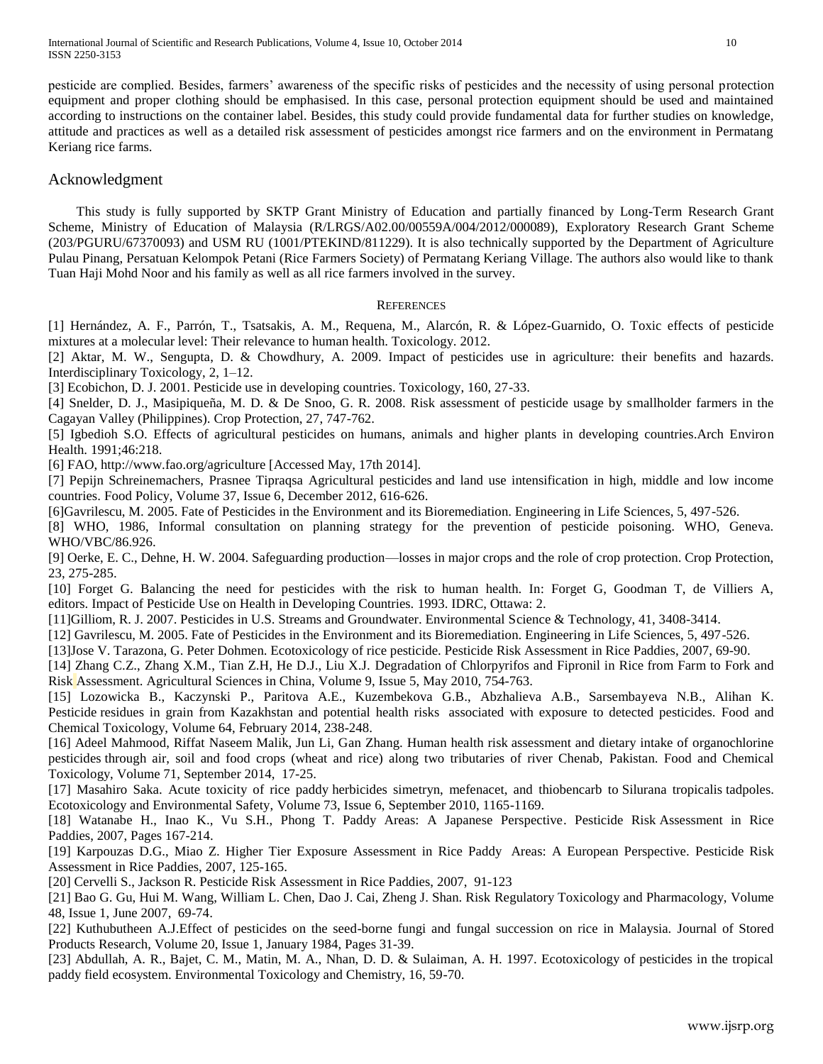pesticide are complied. Besides, farmers' awareness of the specific risks of pesticides and the necessity of using personal protection equipment and proper clothing should be emphasised. In this case, personal protection equipment should be used and maintained according to instructions on the container label. Besides, this study could provide fundamental data for further studies on knowledge, attitude and practices as well as a detailed risk assessment of pesticides amongst rice farmers and on the environment in Permatang Keriang rice farms.

## Acknowledgment

This study is fully supported by SKTP Grant Ministry of Education and partially financed by Long-Term Research Grant Scheme, Ministry of Education of Malaysia (R/LRGS/A02.00/00559A/004/2012/000089), Exploratory Research Grant Scheme (203/PGURU/67370093) and USM RU (1001/PTEKIND/811229). It is also technically supported by the Department of Agriculture Pulau Pinang, Persatuan Kelompok Petani (Rice Farmers Society) of Permatang Keriang Village. The authors also would like to thank Tuan Haji Mohd Noor and his family as well as all rice farmers involved in the survey.

## References

[1] Hernández, A. F., Parrón, T., Tsatsakis, A. M., Requena, M., Alarcón, R. & López-Guarnido, O. Toxic effects of pesticide mixtures at a molecular level: Their relevance to human health. Toxicology. 2012.

[2] Aktar, M. W., Sengupta, D. & Chowdhury, A. 2009. Impact of pesticides use in agriculture: their benefits and hazards. Interdisciplinary Toxicology, 2, 1–12.

[3] Ecobichon, D. J. 2001. Pesticide use in developing countries. Toxicology, 160, 27-33.

[4] Snelder, D. J., Masipiqueña, M. D. & De Snoo, G. R. 2008. Risk assessment of pesticide usage by smallholder farmers in the Cagayan Valley (Philippines). Crop Protection, 27, 747-762.

[5] Igbedioh S.O. Effects of agricultural pesticides on humans, animals and higher plants in developing countries.Arch Environ Health. 1991;46:218.

[6] FAO, http://www.fao.org/agriculture [Accessed May, 17th 2014].

[7] Pepijn Schreinemachers, Prasnee Tipraqsa Agricultural pesticides and land use intensification in high, middle and low income countries. Food Policy, Volume 37, Issue 6, December 2012, 616-626.

[6]Gavrilescu, M. 2005. Fate of Pesticides in the Environment and its Bioremediation. Engineering in Life Sciences, 5, 497-526.

[8] WHO, 1986, Informal consultation on planning strategy for the prevention of pesticide poisoning. WHO, Geneva. WHO/VBC/86.926.

[9] Oerke, E. C., Dehne, H. W. 2004. Safeguarding production—losses in major crops and the role of crop protection. Crop Protection, 23, 275-285.

[10] Forget G. Balancing the need for pesticides with the risk to human health. In: Forget G, Goodman T, de Villiers A, editors. Impact of Pesticide Use on Health in Developing Countries. 1993. IDRC, Ottawa: 2.

[11]Gilliom, R. J. 2007. Pesticides in U.S. Streams and Groundwater. Environmental Science & Technology, 41, 3408-3414.

[12] Gavrilescu, M. 2005. Fate of Pesticides in the Environment and its Bioremediation. Engineering in Life Sciences, 5, 497-526.

[13]Jose V. Tarazona, G. Peter Dohmen. Ecotoxicology of rice pesticide. Pesticide Risk Assessment in Rice Paddies, 2007, 69-90.

[14] Zhang C.Z., Zhang X.M., Tian Z.H, He D.J., Liu X.J. Degradation of Chlorpyrifos and Fipronil in Rice from Farm to Fork and Risk Assessment. Agricultural Sciences in China, Volume 9, Issue 5, May 2010, 754-763.

[15] Lozowicka B., Kaczynski P., Paritova A.E., Kuzembekova G.B., Abzhalieva A.B., Sarsembayeva N.B., Alihan K. Pesticide residues in grain from Kazakhstan and potential health risks associated with exposure to detected pesticides. Food and Chemical Toxicology, Volume 64, February 2014, 238-248.

[16] Adeel Mahmood, Riffat Naseem Malik, Jun Li, Gan Zhang. Human health risk assessment and dietary intake of organochlorine pesticides through air, soil and food crops (wheat and rice) along two tributaries of river Chenab, Pakistan. Food and Chemical Toxicology, Volume 71, September 2014, 17-25.

[17] Masahiro Saka. Acute toxicity of rice paddy herbicides simetryn, mefenacet, and thiobencarb to Silurana tropicalis tadpoles. Ecotoxicology and Environmental Safety, Volume 73, Issue 6, September 2010, 1165-1169.

[18] Watanabe H., Inao K., Vu S.H., Phong T. Paddy Areas: A Japanese Perspective. Pesticide Risk Assessment in Rice Paddies, 2007, Pages 167-214.

[19] Karpouzas D.G., Miao Z. Higher Tier Exposure Assessment in Rice Paddy Areas: A European Perspective. Pesticide Risk Assessment in Rice Paddies, 2007, 125-165.

[20] Cervelli S., Jackson R. Pesticide Risk Assessment in Rice Paddies, 2007, 91-123

[21] Bao G. Gu, Hui M. Wang, William L. Chen, Dao J. Cai, Zheng J. Shan. Risk Regulatory Toxicology and Pharmacology, Volume 48, Issue 1, June 2007, 69-74.

[22] Kuthubutheen A.J.Effect of pesticides on the seed-borne fungi and fungal succession on rice in Malaysia. Journal of Stored Products Research, Volume 20, Issue 1, January 1984, Pages 31-39.

[23] Abdullah, A. R., Bajet, C. M., Matin, M. A., Nhan, D. D. & Sulaiman, A. H. 1997. Ecotoxicology of pesticides in the tropical paddy field ecosystem. Environmental Toxicology and Chemistry, 16, 59-70.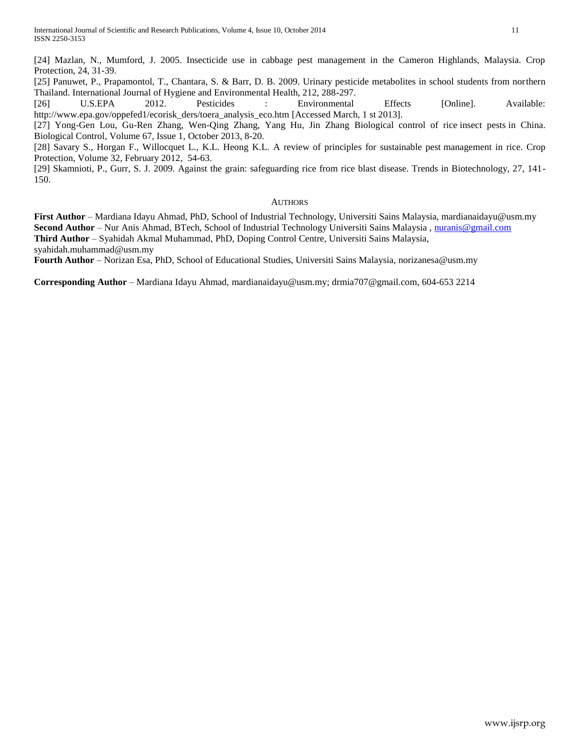[24] Mazlan, N., Mumford, J. 2005. Insecticide use in cabbage pest management in the Cameron Highlands, Malaysia. Crop Protection, 24, 31-39.

[25] Panuwet, P., Prapamontol, T., Chantara, S. & Barr, D. B. 2009. Urinary pesticide metabolites in school students from northern Thailand. International Journal of Hygiene and Environmental Health, 212, 288-297.

[26] U.S.EPA 2012. Pesticides : Environmental Effects [Online]. Available: http://www.epa.gov/oppefed1/ecorisk_ders/toera_analysis_eco.htm [Accessed March, 1 st 2013].

[27] Yong-Gen Lou, Gu-Ren Zhang, Wen-Qing Zhang, Yang Hu, Jin Zhang Biological control of rice insect pests in China. Biological Control, Volume 67, Issue 1, October 2013, 8-20.

[28] Savary S., Horgan F., Willocquet L., K.L. Heong K.L. A review of principles for sustainable pest management in rice. Crop Protection, Volume 32, February 2012, 54-63.

[29] Skamnioti, P., Gurr, S. J. 2009. Against the grain: safeguarding rice from rice blast disease. Trends in Biotechnology, 27, 141-150.

## Authors

**First Author** – Mardiana Idayu Ahmad, PhD, School of Industrial Technology, Universiti Sains Malaysia, mardianaidayu@usm.my

**Second Author** – Nur Anis Ahmad, BTech, School of Industrial Technology Universiti Sains Malaysia , nuranis@gmail.com

**Third Author** – Syahidah Akmal Muhammad, PhD, Doping Control Centre, Universiti Sains Malaysia, syahidah.muhammad@usm.my

**Fourth Author** – Norizan Esa, PhD, School of Educational Studies, Universiti Sains Malaysia, norizanesa@usm.my

**Corresponding Author** – Mardiana Idayu Ahmad, mardianaidayu@usm.my; drmia707@gmail.com, 604-653 2214